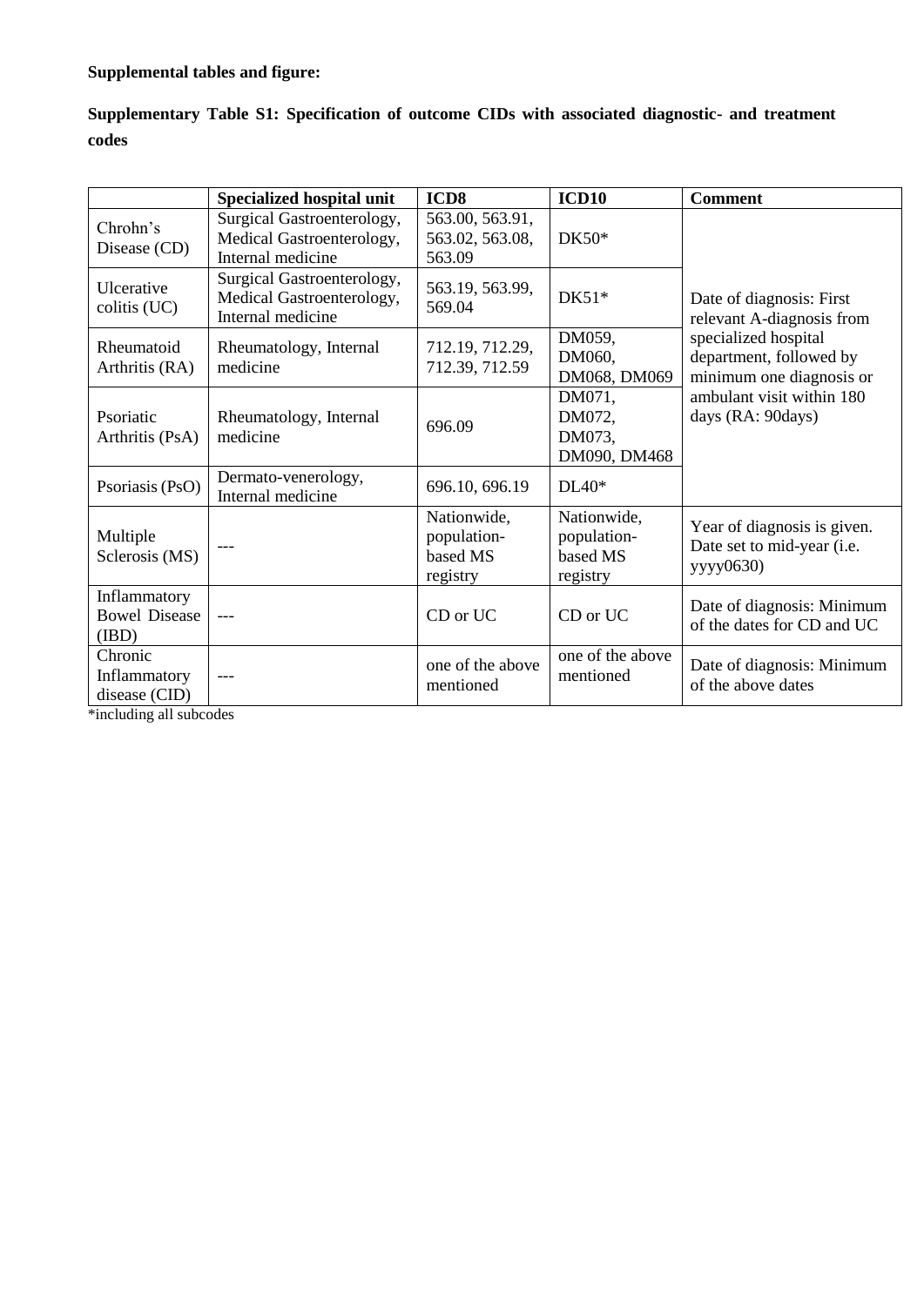**Supplemental tables and figure:**

**Supplementary Table S1: Specification of outcome CIDs with associated diagnostic- and treatment codes**

| | Specialized hospital unit | ICD8 | ICD10 | Comment |
|---|---|---|---|---|
| Chrohn's Disease (CD) | Surgical Gastroenterology, Medical Gastroenterology, Internal medicine | 563.00, 563.91, 563.02, 563.08, 563.09 | DK50* | Date of diagnosis: First relevant A-diagnosis from specialized hospital department, followed by minimum one diagnosis or ambulant visit within 180 days (RA: 90days) |
| Ulcerative colitis (UC) | Surgical Gastroenterology, Medical Gastroenterology, Internal medicine | 563.19, 563.99, 569.04 | DK51* | |
| Rheumatoid Arthritis (RA) | Rheumatology, Internal medicine | 712.19, 712.29, 712.39, 712.59 | DM059, DM060, DM068, DM069 | |
| Psoriatic Arthritis (PsA) | Rheumatology, Internal medicine | 696.09 | DM071, DM072, DM073, DM090, DM468 | |
| Psoriasis (PsO) | Dermato-venerology, Internal medicine | 696.10, 696.19 | DL40* | |
| Multiple Sclerosis (MS) | --- | Nationwide, population-based MS registry | Nationwide, population-based MS registry | Year of diagnosis is given. Date set to mid-year (i.e. yyyy0630) |
| Inflammatory Bowel Disease (IBD) | --- | CD or UC | CD or UC | Date of diagnosis: Minimum of the dates for CD and UC |
| Chronic Inflammatory disease (CID) | --- | one of the above mentioned | one of the above mentioned | Date of diagnosis: Minimum of the above dates |

*including all subcodes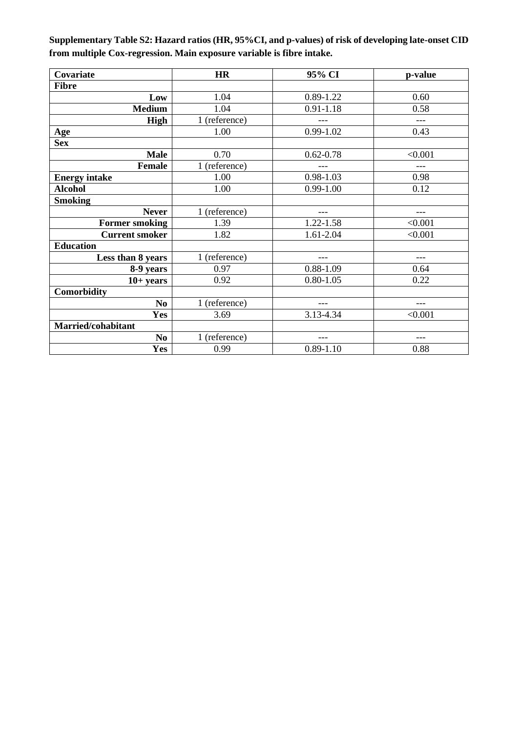**Supplementary Table S2: Hazard ratios (HR, 95%CI, and p-values) of risk of developing late-onset CID from multiple Cox-regression. Main exposure variable is fibre intake.**

| Covariate | HR | 95% CI | p-value |
|---|---|---|---|
| **Fibre** | | | |
| **Low** | 1.04 | 0.89-1.22 | 0.60 |
| **Medium** | 1.04 | 0.91-1.18 | 0.58 |
| **High** | 1 (reference) | --- | --- |
| **Age** | 1.00 | 0.99-1.02 | 0.43 |
| **Sex** | | | |
| **Male** | 0.70 | 0.62-0.78 | <0.001 |
| **Female** | 1 (reference) | --- | --- |
| **Energy intake** | 1.00 | 0.98-1.03 | 0.98 |
| **Alcohol** | 1.00 | 0.99-1.00 | 0.12 |
| **Smoking** | | | |
| **Never** | 1 (reference) | --- | --- |
| **Former smoking** | 1.39 | 1.22-1.58 | <0.001 |
| **Current smoker** | 1.82 | 1.61-2.04 | <0.001 |
| **Education** | | | |
| **Less than 8 years** | 1 (reference) | --- | --- |
| **8-9 years** | 0.97 | 0.88-1.09 | 0.64 |
| **10+ years** | 0.92 | 0.80-1.05 | 0.22 |
| **Comorbidity** | | | |
| **No** | 1 (reference) | --- | --- |
| **Yes** | 3.69 | 3.13-4.34 | <0.001 |
| **Married/cohabitant** | | | |
| **No** | 1 (reference) | --- | --- |
| **Yes** | 0.99 | 0.89-1.10 | 0.88 |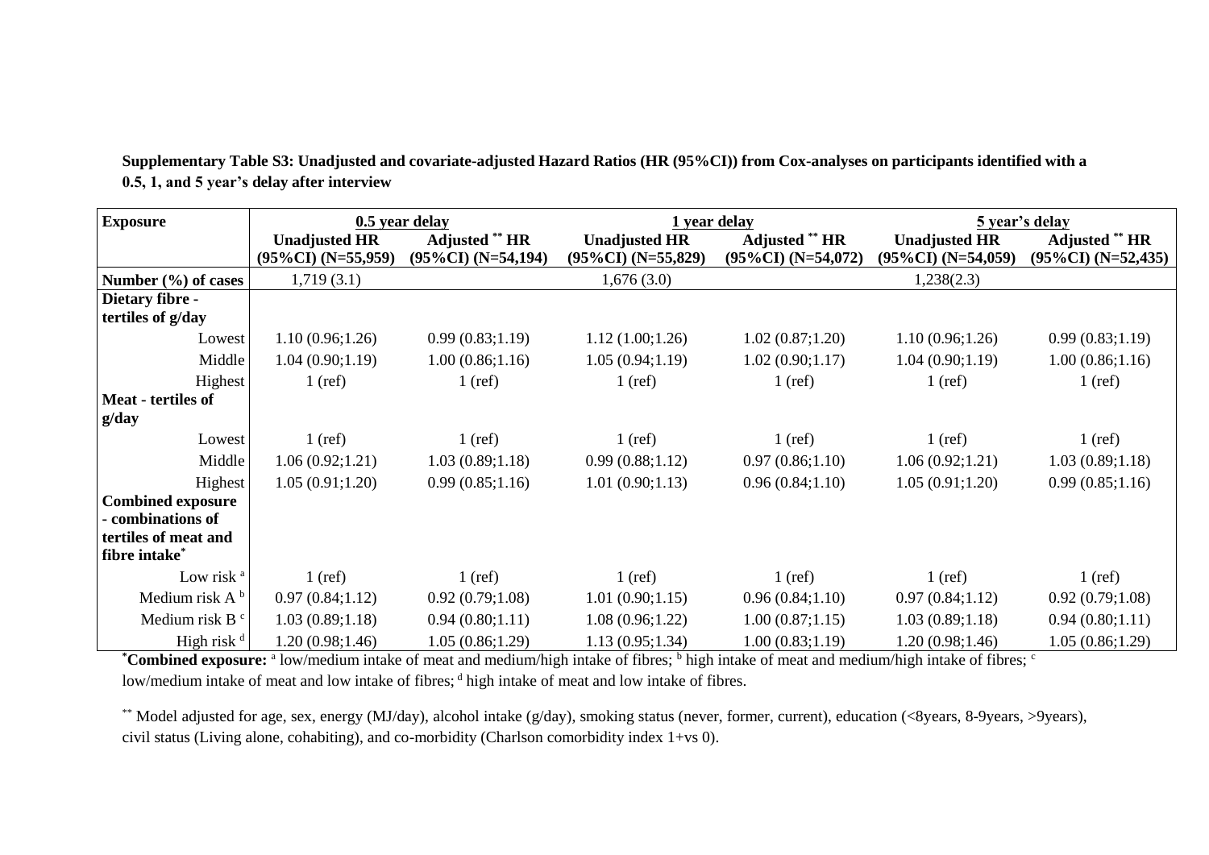**Supplementary Table S3: Unadjusted and covariate-adjusted Hazard Ratios (HR (95%CI)) from Cox-analyses on participants identified with a 0.5, 1, and 5 year's delay after interview**

| Exposure | 0.5 year delay | | 1 year delay | | 5 year's delay | |
|---|---|---|---|---|---|---|
| | Unadjusted HR (95%CI) (N=55,959) | Adjusted ** HR (95%CI) (N=54,194) | Unadjusted HR (95%CI) (N=55,829) | Adjusted ** HR (95%CI) (N=54,072) | Unadjusted HR (95%CI) (N=54,059) | Adjusted ** HR (95%CI) (N=52,435) |
| Number (%) of cases | 1,719 (3.1) | | 1,676 (3.0) | | 1,238(2.3) | |
| **Dietary fibre - tertiles of g/day** | | | | | | |
| Lowest | 1.10 (0.96;1.26) | 0.99 (0.83;1.19) | 1.12 (1.00;1.26) | 1.02 (0.87;1.20) | 1.10 (0.96;1.26) | 0.99 (0.83;1.19) |
| Middle | 1.04 (0.90;1.19) | 1.00 (0.86;1.16) | 1.05 (0.94;1.19) | 1.02 (0.90;1.17) | 1.04 (0.90;1.19) | 1.00 (0.86;1.16) |
| Highest | 1 (ref) | 1 (ref) | 1 (ref) | 1 (ref) | 1 (ref) | 1 (ref) |
| **Meat - tertiles of g/day** | | | | | | |
| Lowest | 1 (ref) | 1 (ref) | 1 (ref) | 1 (ref) | 1 (ref) | 1 (ref) |
| Middle | 1.06 (0.92;1.21) | 1.03 (0.89;1.18) | 0.99 (0.88;1.12) | 0.97 (0.86;1.10) | 1.06 (0.92;1.21) | 1.03 (0.89;1.18) |
| Highest | 1.05 (0.91;1.20) | 0.99 (0.85;1.16) | 1.01 (0.90;1.13) | 0.96 (0.84;1.10) | 1.05 (0.91;1.20) | 0.99 (0.85;1.16) |
| **Combined exposure - combinations of tertiles of meat and fibre intake*** | | | | | | |
| Low risk [a] | 1 (ref) | 1 (ref) | 1 (ref) | 1 (ref) | 1 (ref) | 1 (ref) |
| Medium risk A [b] | 0.97 (0.84;1.12) | 0.92 (0.79;1.08) | 1.01 (0.90;1.15) | 0.96 (0.84;1.10) | 0.97 (0.84;1.12) | 0.92 (0.79;1.08) |
| Medium risk B [c] | 1.03 (0.89;1.18) | 0.94 (0.80;1.11) | 1.08 (0.96;1.22) | 1.00 (0.87;1.15) | 1.03 (0.89;1.18) | 0.94 (0.80;1.11) |
| High risk [d] | 1.20 (0.98;1.46) | 1.05 (0.86;1.29) | 1.13 (0.95;1.34) | 1.00 (0.83;1.19) | 1.20 (0.98;1.46) | 1.05 (0.86;1.29) |

***Combined exposure:** [a] low/medium intake of meat and medium/high intake of fibres; [b] high intake of meat and medium/high intake of fibres; [c] low/medium intake of meat and low intake of fibres; [d] high intake of meat and low intake of fibres.

** Model adjusted for age, sex, energy (MJ/day), alcohol intake (g/day), smoking status (never, former, current), education (<8years, 8-9years, >9years), civil status (Living alone, cohabiting), and co-morbidity (Charlson comorbidity index 1+vs 0).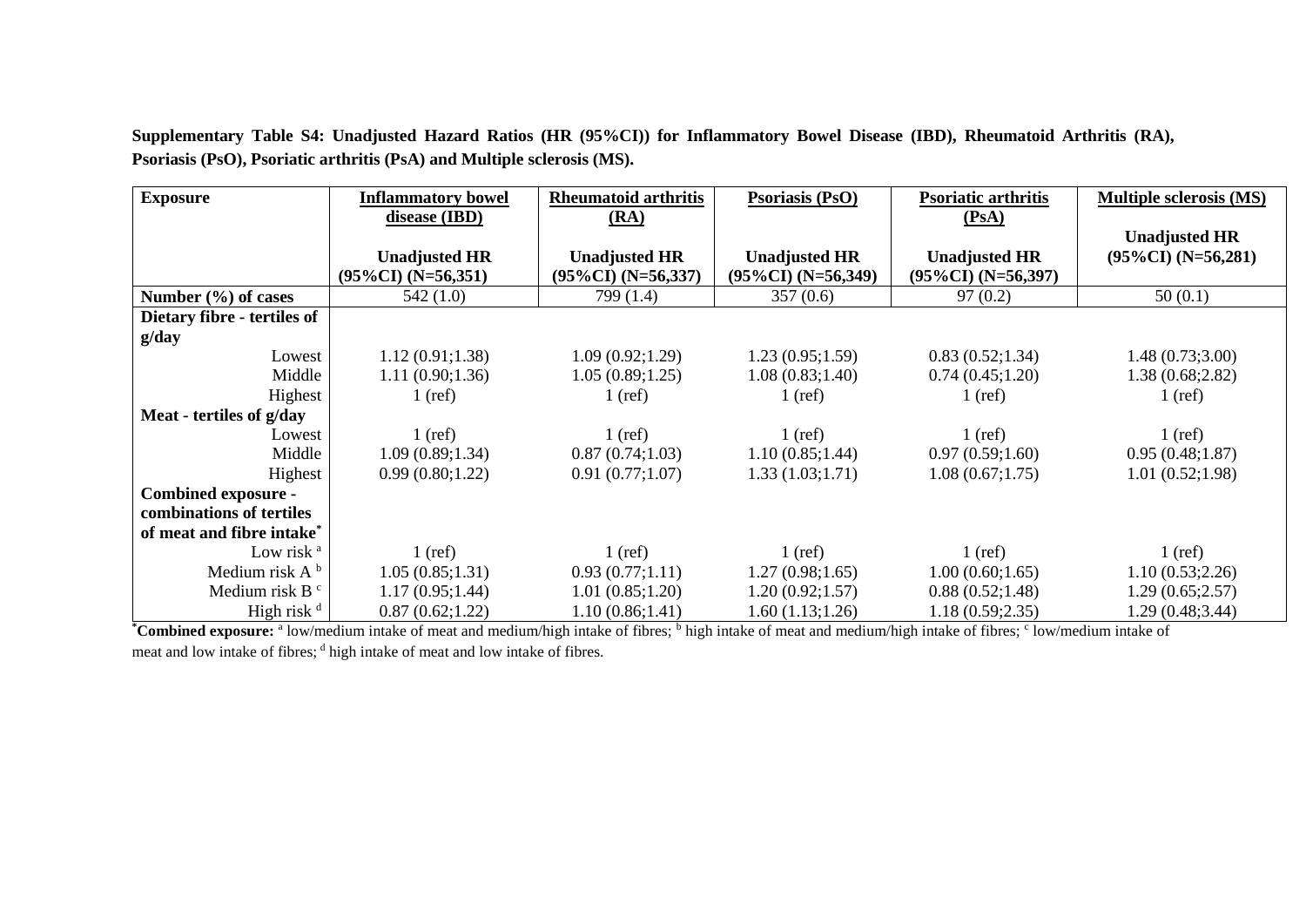**Supplementary Table S4: Unadjusted Hazard Ratios (HR (95%CI)) for Inflammatory Bowel Disease (IBD), Rheumatoid Arthritis (RA), Psoriasis (PsO), Psoriatic arthritis (PsA) and Multiple sclerosis (MS).**

| **Exposure** | **Inflammatory bowel disease (IBD)** **Unadjusted HR (95%CI) (N=56,351)** | **Rheumatoid arthritis (RA)** **Unadjusted HR (95%CI) (N=56,337)** | **Psoriasis (PsO)** **Unadjusted HR (95%CI) (N=56,349)** | **Psoriatic arthritis (PsA)** **Unadjusted HR (95%CI) (N=56,397)** | **Multiple sclerosis (MS)** **Unadjusted HR (95%CI) (N=56,281)** |
|---|---|---|---|---|---|
| **Number (%) of cases** | 542 (1.0) | 799 (1.4) | 357 (0.6) | 97 (0.2) | 50 (0.1) |
| **Dietary fibre - tertiles of g/day** | | | | | |
| Lowest | 1.12 (0.91;1.38) | 1.09 (0.92;1.29) | 1.23 (0.95;1.59) | 0.83 (0.52;1.34) | 1.48 (0.73;3.00) |
| Middle | 1.11 (0.90;1.36) | 1.05 (0.89;1.25) | 1.08 (0.83;1.40) | 0.74 (0.45;1.20) | 1.38 (0.68;2.82) |
| Highest | 1 (ref) | 1 (ref) | 1 (ref) | 1 (ref) | 1 (ref) |
| **Meat - tertiles of g/day** | | | | | |
| Lowest | 1 (ref) | 1 (ref) | 1 (ref) | 1 (ref) | 1 (ref) |
| Middle | 1.09 (0.89;1.34) | 0.87 (0.74;1.03) | 1.10 (0.85;1.44) | 0.97 (0.59;1.60) | 0.95 (0.48;1.87) |
| Highest | 0.99 (0.80;1.22) | 0.91 (0.77;1.07) | 1.33 (1.03;1.71) | 1.08 (0.67;1.75) | 1.01 (0.52;1.98) |
| **Combined exposure - combinations of tertiles of meat and fibre intake*** | | | | | |
| Low risk [a] | 1 (ref) | 1 (ref) | 1 (ref) | 1 (ref) | 1 (ref) |
| Medium risk A [b] | 1.05 (0.85;1.31) | 0.93 (0.77;1.11) | 1.27 (0.98;1.65) | 1.00 (0.60;1.65) | 1.10 (0.53;2.26) |
| Medium risk B [c] | 1.17 (0.95;1.44) | 1.01 (0.85;1.20) | 1.20 (0.92;1.57) | 0.88 (0.52;1.48) | 1.29 (0.65;2.57) |
| High risk [d] | 0.87 (0.62;1.22) | 1.10 (0.86;1.41) | 1.60 (1.13;1.26) | 1.18 (0.59;2.35) | 1.29 (0.48;3.44) |

***Combined exposure:** [a] low/medium intake of meat and medium/high intake of fibres; [b] high intake of meat and medium/high intake of fibres; [c] low/medium intake of meat and low intake of fibres; [d] high intake of meat and low intake of fibres.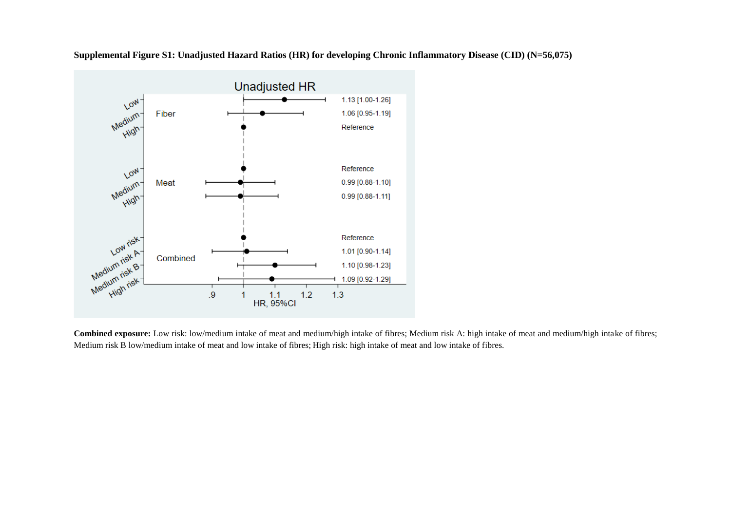**Supplemental Figure S1: Unadjusted Hazard Ratios (HR) for developing Chronic Inflammatory Disease (CID) (N=56,075)**

Unadjusted HR

Fiber
Low 1.13 [1.00-1.26]
Medium 1.06 [0.95-1.19]
High Reference

Meat
Low Reference
Medium 0.99 [0.88-1.10]
High 0.99 [0.88-1.11]

Combined
Low risk Reference
Medium risk A 1.01 [0.90-1.14]
Medium risk B 1.10 [0.98-1.23]
High risk 1.09 [0.92-1.29]

.9 1 1.1 1.2 1.3
HR, 95%CI

**Combined exposure:** Low risk: low/medium intake of meat and medium/high intake of fibres; Medium risk A: high intake of meat and medium/high intake of fibres; Medium risk B low/medium intake of meat and low intake of fibres; High risk: high intake of meat and low intake of fibres.